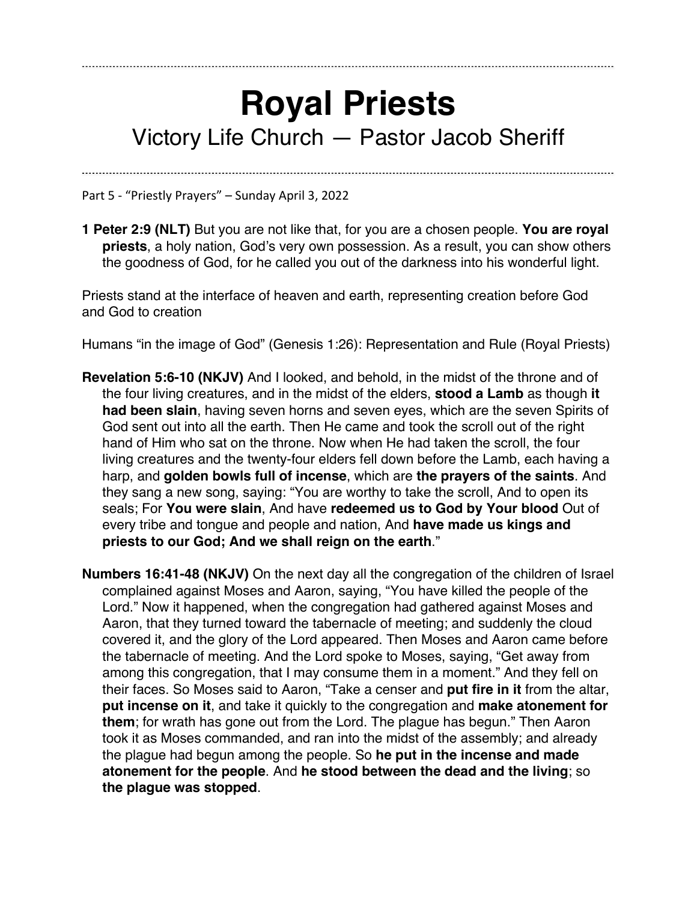---

# Royal Priests

## Victory Life Church — Pastor Jacob Sheriff

---

Part 5 - "Priestly Prayers" – Sunday April 3, 2022

**1 Peter 2:9 (NLT)** But you are not like that, for you are a chosen people. **You are royal priests**, a holy nation, God's very own possession. As a result, you can show others the goodness of God, for he called you out of the darkness into his wonderful light.

Priests stand at the interface of heaven and earth, representing creation before God and God to creation

Humans "in the image of God" (Genesis 1:26): Representation and Rule (Royal Priests)

**Revelation 5:6-10 (NKJV)** And I looked, and behold, in the midst of the throne and of the four living creatures, and in the midst of the elders, **stood a Lamb** as though **it had been slain**, having seven horns and seven eyes, which are the seven Spirits of God sent out into all the earth. Then He came and took the scroll out of the right hand of Him who sat on the throne. Now when He had taken the scroll, the four living creatures and the twenty-four elders fell down before the Lamb, each having a harp, and **golden bowls full of incense**, which are **the prayers of the saints**. And they sang a new song, saying: "You are worthy to take the scroll, And to open its seals; For **You were slain**, And have **redeemed us to God by Your blood** Out of every tribe and tongue and people and nation, And **have made us kings and priests to our God; And we shall reign on the earth**."

**Numbers 16:41-48 (NKJV)** On the next day all the congregation of the children of Israel complained against Moses and Aaron, saying, "You have killed the people of the Lord." Now it happened, when the congregation had gathered against Moses and Aaron, that they turned toward the tabernacle of meeting; and suddenly the cloud covered it, and the glory of the Lord appeared. Then Moses and Aaron came before the tabernacle of meeting. And the Lord spoke to Moses, saying, "Get away from among this congregation, that I may consume them in a moment." And they fell on their faces. So Moses said to Aaron, "Take a censer and **put fire in it** from the altar, **put incense on it**, and take it quickly to the congregation and **make atonement for them**; for wrath has gone out from the Lord. The plague has begun." Then Aaron took it as Moses commanded, and ran into the midst of the assembly; and already the plague had begun among the people. So **he put in the incense and made atonement for the people**. And **he stood between the dead and the living**; so **the plague was stopped**.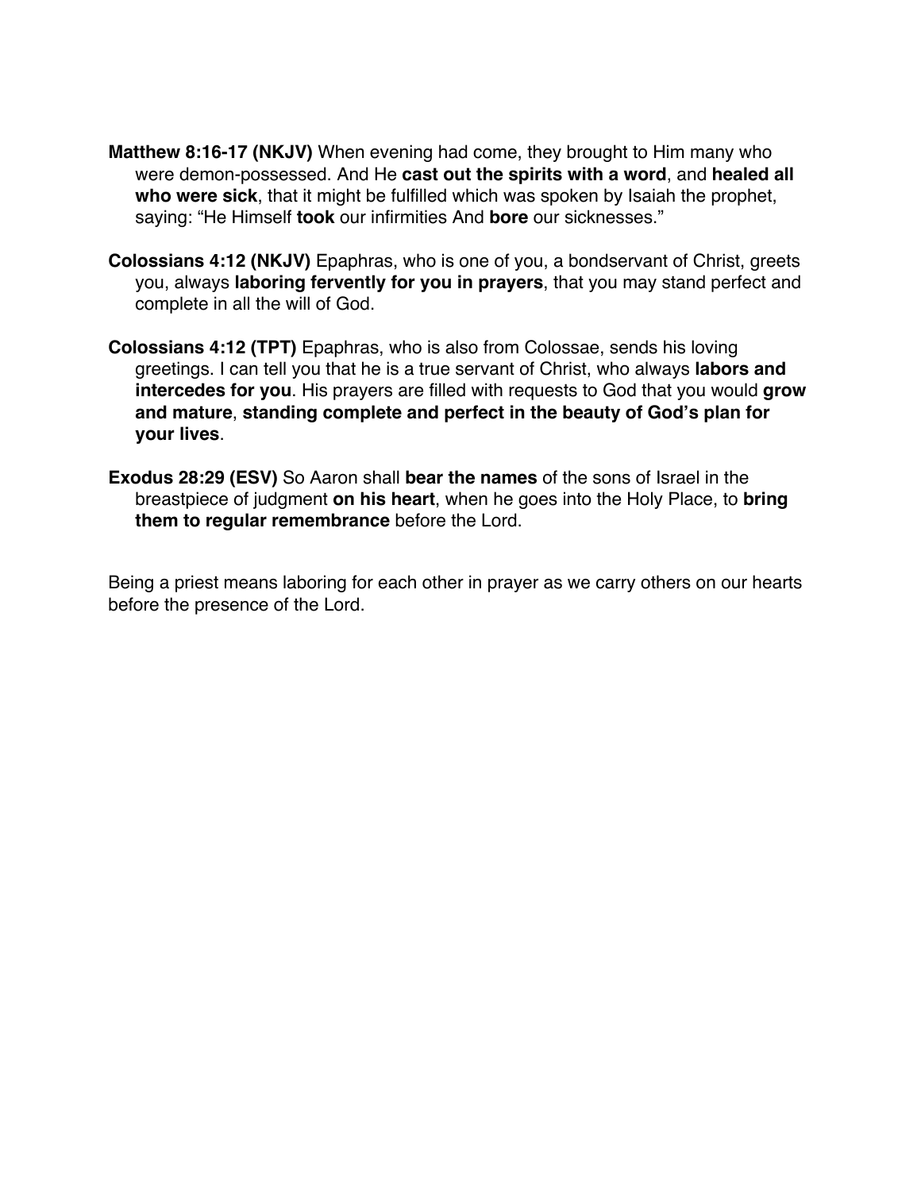**Matthew 8:16-17 (NKJV)** When evening had come, they brought to Him many who were demon-possessed. And He **cast out the spirits with a word**, and **healed all who were sick**, that it might be fulfilled which was spoken by Isaiah the prophet, saying: "He Himself **took** our infirmities And **bore** our sicknesses."

**Colossians 4:12 (NKJV)** Epaphras, who is one of you, a bondservant of Christ, greets you, always **laboring fervently for you in prayers**, that you may stand perfect and complete in all the will of God.

**Colossians 4:12 (TPT)** Epaphras, who is also from Colossae, sends his loving greetings. I can tell you that he is a true servant of Christ, who always **labors and intercedes for you**. His prayers are filled with requests to God that you would **grow and mature**, **standing complete and perfect in the beauty of God's plan for your lives**.

**Exodus 28:29 (ESV)** So Aaron shall **bear the names** of the sons of Israel in the breastpiece of judgment **on his heart**, when he goes into the Holy Place, to **bring them to regular remembrance** before the Lord.

Being a priest means laboring for each other in prayer as we carry others on our hearts before the presence of the Lord.